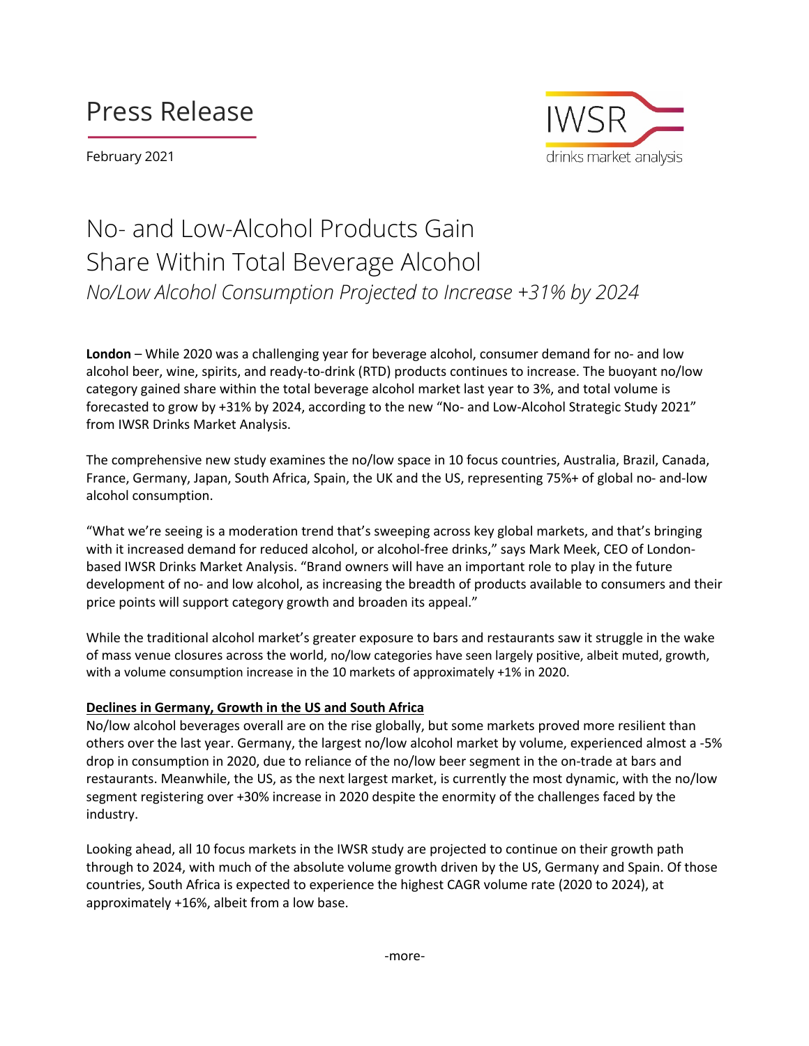# Press Release

February 2021

IWSR drinks market analysis

# No- and Low-Alcohol Products Gain Share Within Total Beverage Alcohol

*No/Low Alcohol Consumption Projected to Increase +31% by 2024*

**London** – While 2020 was a challenging year for beverage alcohol, consumer demand for no- and low alcohol beer, wine, spirits, and ready-to-drink (RTD) products continues to increase. The buoyant no/low category gained share within the total beverage alcohol market last year to 3%, and total volume is forecasted to grow by +31% by 2024, according to the new "No- and Low-Alcohol Strategic Study 2021" from IWSR Drinks Market Analysis.

The comprehensive new study examines the no/low space in 10 focus countries, Australia, Brazil, Canada, France, Germany, Japan, South Africa, Spain, the UK and the US, representing 75%+ of global no- and-low alcohol consumption.

"What we're seeing is a moderation trend that's sweeping across key global markets, and that's bringing with it increased demand for reduced alcohol, or alcohol-free drinks," says Mark Meek, CEO of London-based IWSR Drinks Market Analysis. "Brand owners will have an important role to play in the future development of no- and low alcohol, as increasing the breadth of products available to consumers and their price points will support category growth and broaden its appeal."

While the traditional alcohol market's greater exposure to bars and restaurants saw it struggle in the wake of mass venue closures across the world, no/low categories have seen largely positive, albeit muted, growth, with a volume consumption increase in the 10 markets of approximately +1% in 2020.

## Declines in Germany, Growth in the US and South Africa

No/low alcohol beverages overall are on the rise globally, but some markets proved more resilient than others over the last year. Germany, the largest no/low alcohol market by volume, experienced almost a -5% drop in consumption in 2020, due to reliance of the no/low beer segment in the on-trade at bars and restaurants. Meanwhile, the US, as the next largest market, is currently the most dynamic, with the no/low segment registering over +30% increase in 2020 despite the enormity of the challenges faced by the industry.

Looking ahead, all 10 focus markets in the IWSR study are projected to continue on their growth path through to 2024, with much of the absolute volume growth driven by the US, Germany and Spain. Of those countries, South Africa is expected to experience the highest CAGR volume rate (2020 to 2024), at approximately +16%, albeit from a low base.

-more-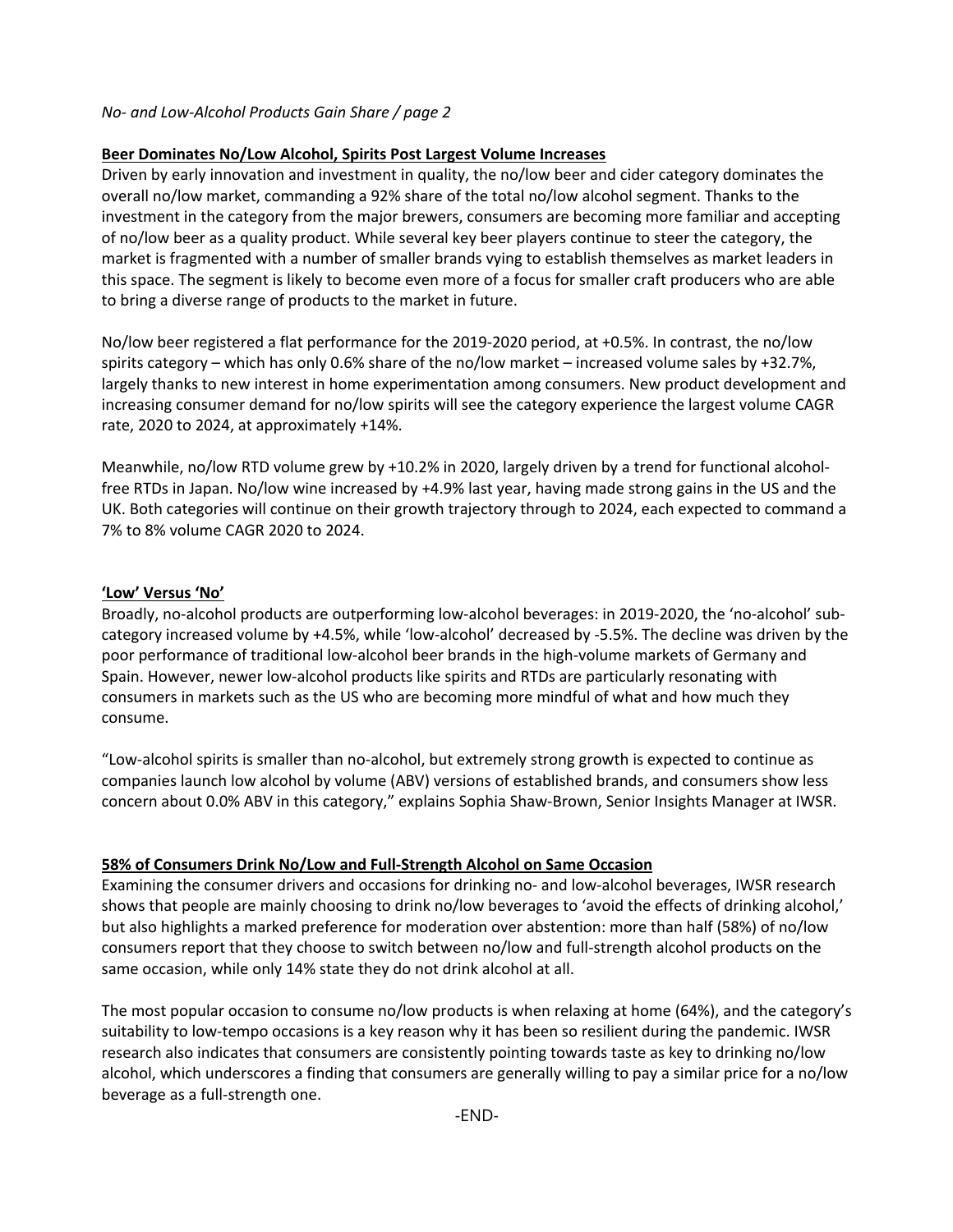## Beer Dominates No/Low Alcohol, Spirits Post Largest Volume Increases

Driven by early innovation and investment in quality, the no/low beer and cider category dominates the overall no/low market, commanding a 92% share of the total no/low alcohol segment. Thanks to the investment in the category from the major brewers, consumers are becoming more familiar and accepting of no/low beer as a quality product. While several key beer players continue to steer the category, the market is fragmented with a number of smaller brands vying to establish themselves as market leaders in this space. The segment is likely to become even more of a focus for smaller craft producers who are able to bring a diverse range of products to the market in future.

No/low beer registered a flat performance for the 2019-2020 period, at +0.5%. In contrast, the no/low spirits category – which has only 0.6% share of the no/low market – increased volume sales by +32.7%, largely thanks to new interest in home experimentation among consumers. New product development and increasing consumer demand for no/low spirits will see the category experience the largest volume CAGR rate, 2020 to 2024, at approximately +14%.

Meanwhile, no/low RTD volume grew by +10.2% in 2020, largely driven by a trend for functional alcohol-free RTDs in Japan. No/low wine increased by +4.9% last year, having made strong gains in the US and the UK. Both categories will continue on their growth trajectory through to 2024, each expected to command a 7% to 8% volume CAGR 2020 to 2024.

## 'Low' Versus 'No'

Broadly, no-alcohol products are outperforming low-alcohol beverages: in 2019-2020, the 'no-alcohol' sub-category increased volume by +4.5%, while 'low-alcohol' decreased by -5.5%. The decline was driven by the poor performance of traditional low-alcohol beer brands in the high-volume markets of Germany and Spain. However, newer low-alcohol products like spirits and RTDs are particularly resonating with consumers in markets such as the US who are becoming more mindful of what and how much they consume.

"Low-alcohol spirits is smaller than no-alcohol, but extremely strong growth is expected to continue as companies launch low alcohol by volume (ABV) versions of established brands, and consumers show less concern about 0.0% ABV in this category," explains Sophia Shaw-Brown, Senior Insights Manager at IWSR.

## 58% of Consumers Drink No/Low and Full-Strength Alcohol on Same Occasion

Examining the consumer drivers and occasions for drinking no- and low-alcohol beverages, IWSR research shows that people are mainly choosing to drink no/low beverages to 'avoid the effects of drinking alcohol,' but also highlights a marked preference for moderation over abstention: more than half (58%) of no/low consumers report that they choose to switch between no/low and full-strength alcohol products on the same occasion, while only 14% state they do not drink alcohol at all.

The most popular occasion to consume no/low products is when relaxing at home (64%), and the category's suitability to low-tempo occasions is a key reason why it has been so resilient during the pandemic. IWSR research also indicates that consumers are consistently pointing towards taste as key to drinking no/low alcohol, which underscores a finding that consumers are generally willing to pay a similar price for a no/low beverage as a full-strength one.

-END-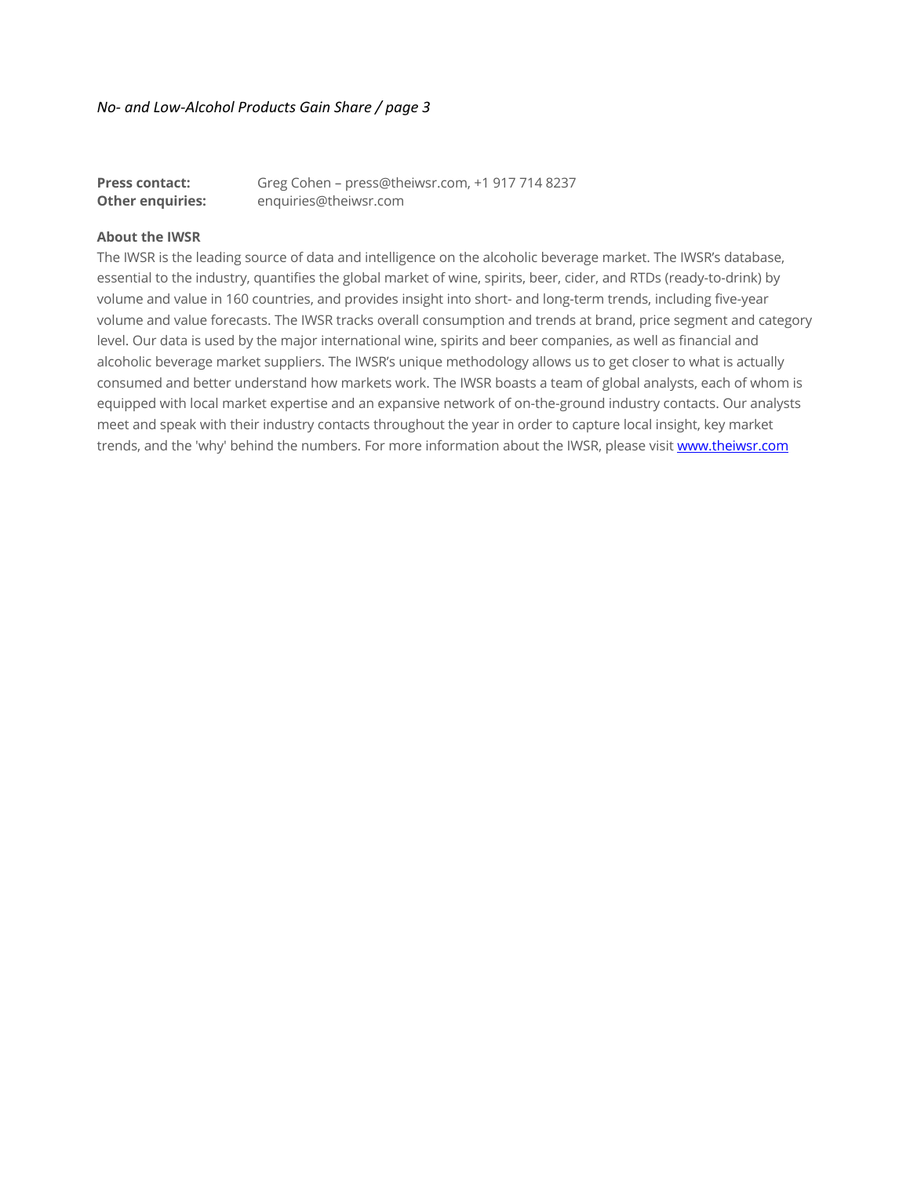**Press contact:** Greg Cohen – press@theiwsr.com, +1 917 714 8237
**Other enquiries:** enquiries@theiwsr.com

**About the IWSR**

The IWSR is the leading source of data and intelligence on the alcoholic beverage market. The IWSR's database, essential to the industry, quantifies the global market of wine, spirits, beer, cider, and RTDs (ready-to-drink) by volume and value in 160 countries, and provides insight into short- and long-term trends, including five-year volume and value forecasts. The IWSR tracks overall consumption and trends at brand, price segment and category level. Our data is used by the major international wine, spirits and beer companies, as well as financial and alcoholic beverage market suppliers. The IWSR's unique methodology allows us to get closer to what is actually consumed and better understand how markets work. The IWSR boasts a team of global analysts, each of whom is equipped with local market expertise and an expansive network of on-the-ground industry contacts. Our analysts meet and speak with their industry contacts throughout the year in order to capture local insight, key market trends, and the 'why' behind the numbers. For more information about the IWSR, please visit [www.theiwsr.com](http://www.theiwsr.com)